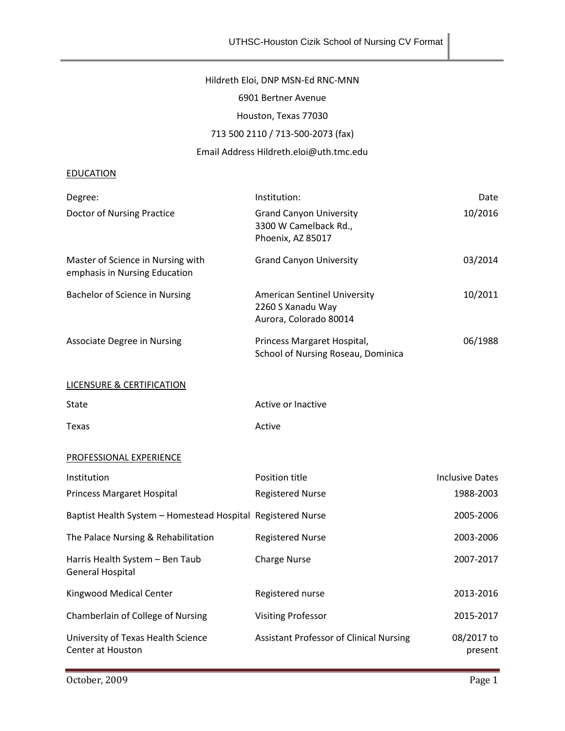Hildreth Eloi, DNP MSN-Ed RNC-MNN

6901 Bertner Avenue

Houston, Texas 77030

713 500 2110 / 713-500-2073 (fax)

Email Address Hildreth.eloi@uth.tmc.edu

## EDUCATION

| Degree: | Institution: | Date |
|---|---|---|
| Doctor of Nursing Practice | Grand Canyon University<br>3300 W Camelback Rd.,<br>Phoenix, AZ 85017 | 10/2016 |
| Master of Science in Nursing with emphasis in Nursing Education | Grand Canyon University | 03/2014 |
| Bachelor of Science in Nursing | American Sentinel University<br>2260 S Xanadu Way<br>Aurora, Colorado 80014 | 10/2011 |
| Associate Degree in Nursing | Princess Margaret Hospital,<br>School of Nursing Roseau, Dominica | 06/1988 |

## LICENSURE & CERTIFICATION

| State | Active or Inactive |
|---|---|
| Texas | Active |

## PROFESSIONAL EXPERIENCE

| Institution | Position title | Inclusive Dates |
|---|---|---|
| Princess Margaret Hospital | Registered Nurse | 1988-2003 |
| Baptist Health System – Homestead Hospital | Registered Nurse | 2005-2006 |
| The Palace Nursing & Rehabilitation | Registered Nurse | 2003-2006 |
| Harris Health System – Ben Taub General Hospital | Charge Nurse | 2007-2017 |
| Kingwood Medical Center | Registered nurse | 2013-2016 |
| Chamberlain of College of Nursing | Visiting Professor | 2015-2017 |
| University of Texas Health Science Center at Houston | Assistant Professor of Clinical Nursing | 08/2017 to present |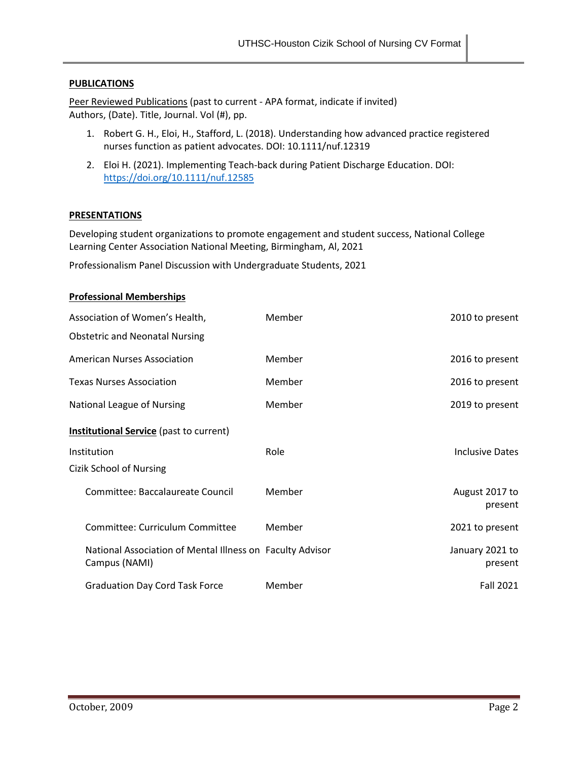## PUBLICATIONS

Peer Reviewed Publications (past to current - APA format, indicate if invited)
Authors, (Date). Title, Journal. Vol (#), pp.

1. Robert G. H., Eloi, H., Stafford, L. (2018). Understanding how advanced practice registered nurses function as patient advocates. DOI: 10.1111/nuf.12319
2. Eloi H. (2021). Implementing Teach-back during Patient Discharge Education. DOI: https://doi.org/10.1111/nuf.12585

## PRESENTATIONS

Developing student organizations to promote engagement and student success, National College Learning Center Association National Meeting, Birmingham, Al, 2021

Professionalism Panel Discussion with Undergraduate Students, 2021

## Professional Memberships

| | | |
|---|---|---|
| Association of Women's Health, Obstetric and Neonatal Nursing | Member | 2010 to present |
| American Nurses Association | Member | 2016 to present |
| Texas Nurses Association | Member | 2016 to present |
| National League of Nursing | Member | 2019 to present |

**Institutional Service** (past to current)

| Institution | Role | Inclusive Dates |
|---|---|---|
| Cizik School of Nursing | | |
| Committee: Baccalaureate Council | Member | August 2017 to present |
| Committee: Curriculum Committee | Member | 2021 to present |
| National Association of Mental Illness on Campus (NAMI) | Faculty Advisor | January 2021 to present |
| Graduation Day Cord Task Force | Member | Fall 2021 |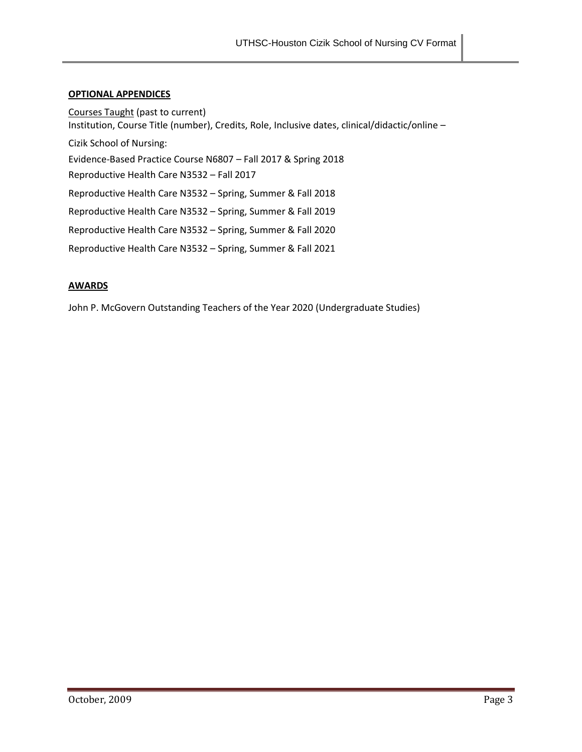## OPTIONAL APPENDICES

Courses Taught (past to current)
Institution, Course Title (number), Credits, Role, Inclusive dates, clinical/didactic/online –

Cizik School of Nursing:

Evidence-Based Practice Course N6807 – Fall 2017 & Spring 2018

Reproductive Health Care N3532 – Fall 2017

Reproductive Health Care N3532 – Spring, Summer & Fall 2018

Reproductive Health Care N3532 – Spring, Summer & Fall 2019

Reproductive Health Care N3532 – Spring, Summer & Fall 2020

Reproductive Health Care N3532 – Spring, Summer & Fall 2021

## AWARDS

John P. McGovern Outstanding Teachers of the Year 2020 (Undergraduate Studies)